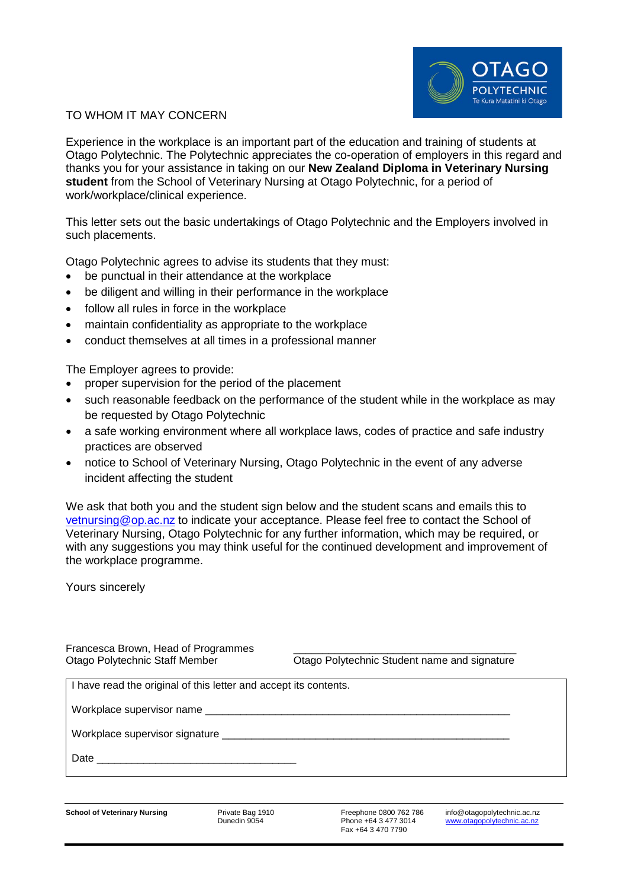TO WHOM IT MAY CONCERN

Experience in the workplace is an important part of the education and training of students at Otago Polytechnic. The Polytechnic appreciates the co-operation of employers in this regard and thanks you for your assistance in taking on our **New Zealand Diploma in Veterinary Nursing student** from the School of Veterinary Nursing at Otago Polytechnic, for a period of work/workplace/clinical experience.

This letter sets out the basic undertakings of Otago Polytechnic and the Employers involved in such placements.

Otago Polytechnic agrees to advise its students that they must:

- be punctual in their attendance at the workplace
- be diligent and willing in their performance in the workplace
- follow all rules in force in the workplace
- maintain confidentiality as appropriate to the workplace
- conduct themselves at all times in a professional manner

The Employer agrees to provide:

- proper supervision for the period of the placement
- such reasonable feedback on the performance of the student while in the workplace as may be requested by Otago Polytechnic
- a safe working environment where all workplace laws, codes of practice and safe industry practices are observed
- notice to School of Veterinary Nursing, Otago Polytechnic in the event of any adverse incident affecting the student

We ask that both you and the student sign below and the student scans and emails this to vetnursing@op.ac.nz to indicate your acceptance. Please feel free to contact the School of Veterinary Nursing, Otago Polytechnic for any further information, which may be required, or with any suggestions you may think useful for the continued development and improvement of the workplace programme.

Yours sincerely

Francesca Brown, Head of Programmes
Otago Polytechnic Staff Member

_______________________________________
Otago Polytechnic Student name and signature

I have read the original of this letter and accept its contents.

Workplace supervisor name _______________________________________________________

Workplace supervisor signature ____________________________________________________

Date ___________________________________

**School of Veterinary Nursing** | Private Bag 1910, Dunedin 9054 | Freephone 0800 762 786, Phone +64 3 477 3014, Fax +64 3 470 7790 | info@otagopolytechnic.ac.nz, www.otagopolytechnic.ac.nz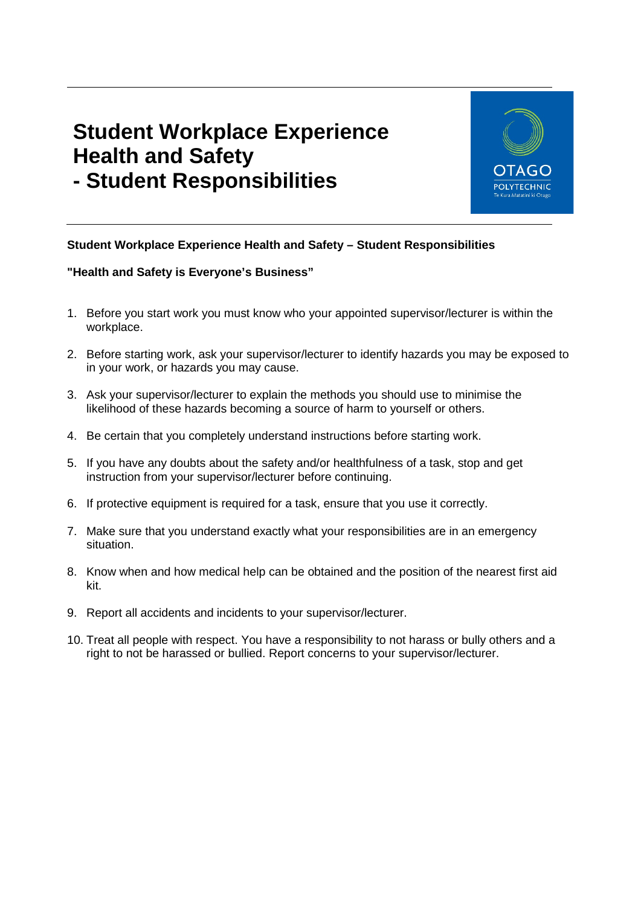# Student Workplace Experience Health and Safety - Student Responsibilities

**Student Workplace Experience Health and Safety – Student Responsibilities**

**"Health and Safety is Everyone's Business"**

1. Before you start work you must know who your appointed supervisor/lecturer is within the workplace.
2. Before starting work, ask your supervisor/lecturer to identify hazards you may be exposed to in your work, or hazards you may cause.
3. Ask your supervisor/lecturer to explain the methods you should use to minimise the likelihood of these hazards becoming a source of harm to yourself or others.
4. Be certain that you completely understand instructions before starting work.
5. If you have any doubts about the safety and/or healthfulness of a task, stop and get instruction from your supervisor/lecturer before continuing.
6. If protective equipment is required for a task, ensure that you use it correctly.
7. Make sure that you understand exactly what your responsibilities are in an emergency situation.
8. Know when and how medical help can be obtained and the position of the nearest first aid kit.
9. Report all accidents and incidents to your supervisor/lecturer.
10. Treat all people with respect. You have a responsibility to not harass or bully others and a right to not be harassed or bullied. Report concerns to your supervisor/lecturer.